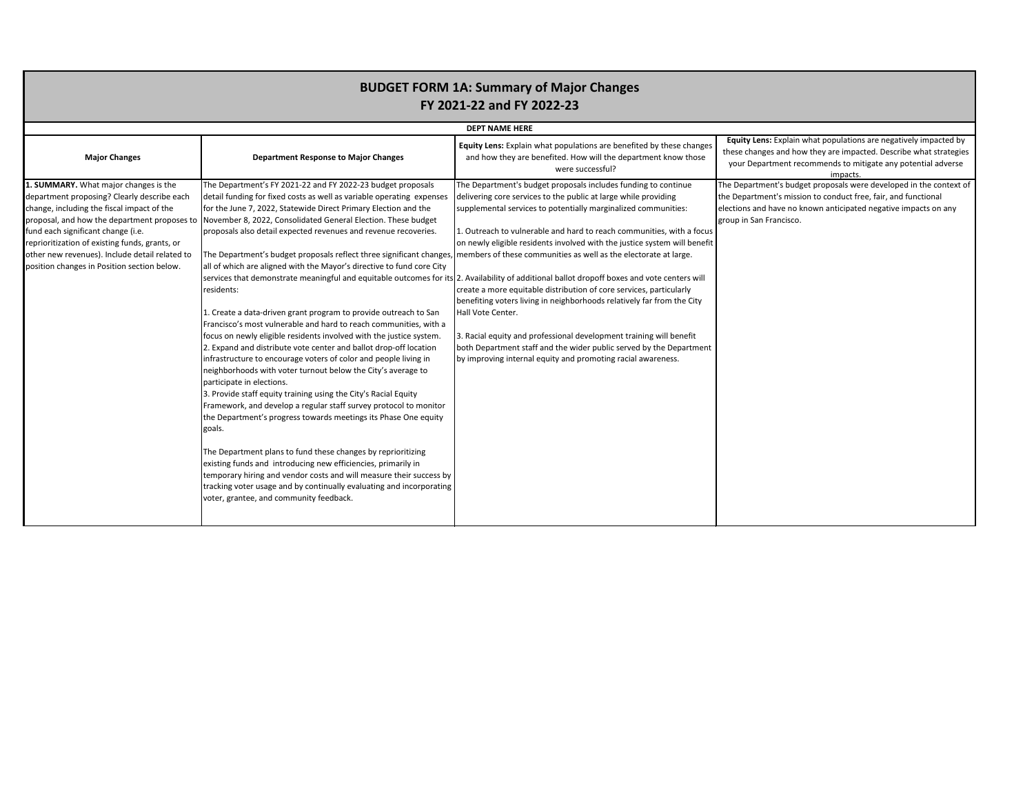# BUDGET FORM 1A: Summary of Major Changes
## FY 2021-22 and FY 2022-23

**DEPT NAME HERE**

| Major Changes | Department Response to Major Changes | **Equity Lens:** Explain what populations are benefited by these changes and how they are benefited. How will the department know those were successful? | **Equity Lens:** Explain what populations are negatively impacted by these changes and how they are impacted. Describe what strategies your Department recommends to mitigate any potential adverse impacts. |
|---|---|---|---|
| **1. SUMMARY.** What major changes is the department proposing? Clearly describe each change, including the fiscal impact of the proposal, and how the department proposes to fund each significant change (i.e. reprioritization of existing funds, grants, or other new revenues). Include detail related to position changes in Position section below. | The Department's FY 2021-22 and FY 2022-23 budget proposals detail funding for fixed costs as well as variable operating expenses for the June 7, 2022, Statewide Direct Primary Election and the November 8, 2022, Consolidated General Election. These budget proposals also detail expected revenues and revenue recoveries.<br><br>The Department's budget proposals reflect three significant changes, all of which are aligned with the Mayor's directive to fund core City services that demonstrate meaningful and equitable outcomes for its residents:<br><br>1. Create a data-driven grant program to provide outreach to San Francisco's most vulnerable and hard to reach communities, with a focus on newly eligible residents involved with the justice system.<br>2. Expand and distribute vote center and ballot drop-off location infrastructure to encourage voters of color and people living in neighborhoods with voter turnout below the City's average to participate in elections.<br>3. Provide staff equity training using the City's Racial Equity Framework, and develop a regular staff survey protocol to monitor the Department's progress towards meetings its Phase One equity goals.<br><br>The Department plans to fund these changes by reprioritizing existing funds and introducing new efficiencies, primarily in temporary hiring and vendor costs and will measure their success by tracking voter usage and by continually evaluating and incorporating voter, grantee, and community feedback. | The Department's budget proposals includes funding to continue delivering core services to the public at large while providing supplemental services to potentially marginalized communities:<br><br>1. Outreach to vulnerable and hard to reach communities, with a focus on newly eligible residents involved with the justice system will benefit members of these communities as well as the electorate at large.<br><br>2. Availability of additional ballot dropoff boxes and vote centers will create a more equitable distribution of core services, particularly benefiting voters living in neighborhoods relatively far from the City Hall Vote Center.<br><br>3. Racial equity and professional development training will benefit both Department staff and the wider public served by the Department by improving internal equity and promoting racial awareness. | The Department's budget proposals were developed in the context of the Department's mission to conduct free, fair, and functional elections and have no known anticipated negative impacts on any group in San Francisco. |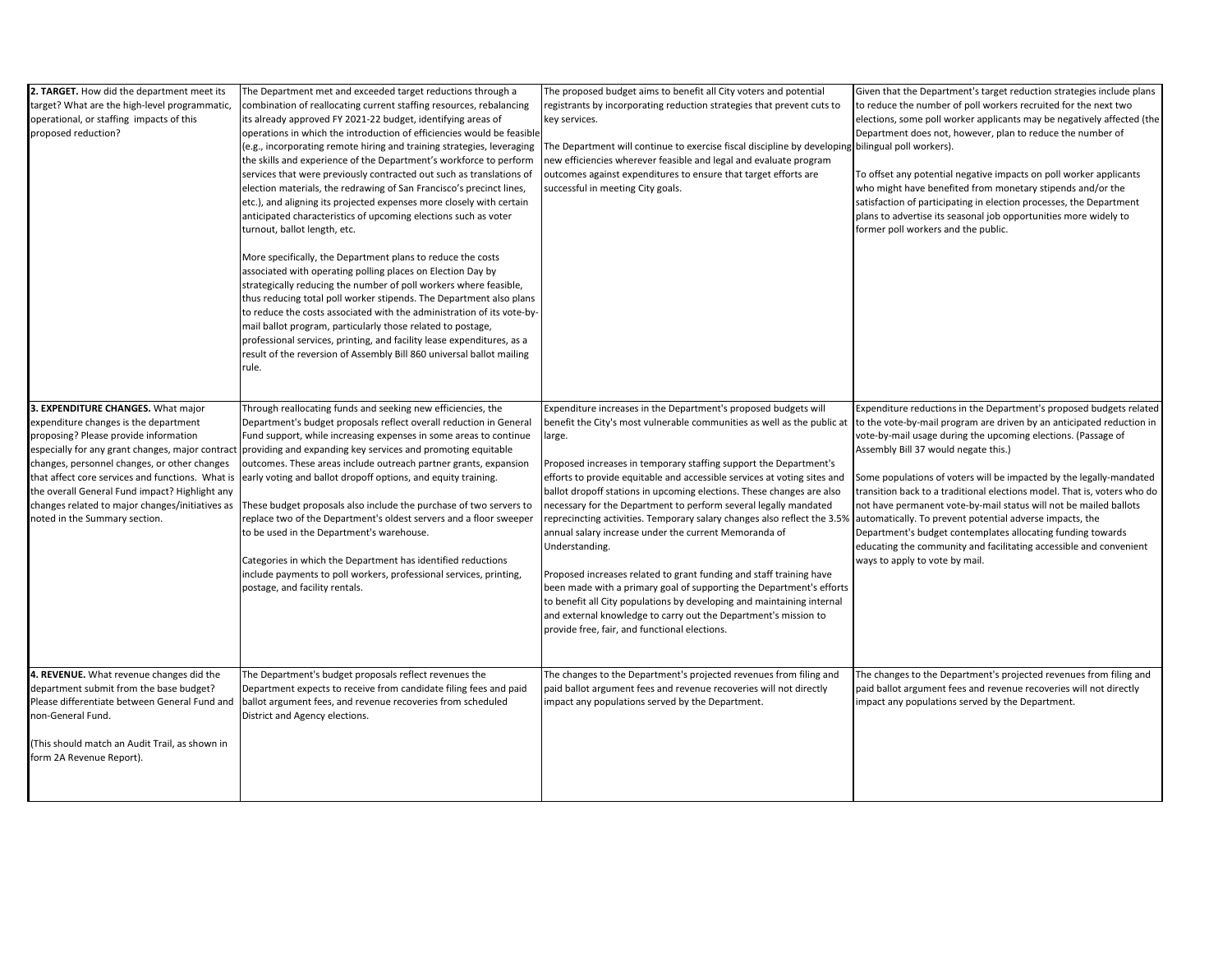| | | | |
|---|---|---|---|
| **2. TARGET.** How did the department meet its target? What are the high-level programmatic, operational, or staffing impacts of this proposed reduction? | The Department met and exceeded target reductions through a combination of reallocating current staffing resources, rebalancing its already approved FY 2021-22 budget, identifying areas of operations in which the introduction of efficiencies would be feasible (e.g., incorporating remote hiring and training strategies, leveraging the skills and experience of the Department's workforce to perform services that were previously contracted out such as translations of election materials, the redrawing of San Francisco's precinct lines, etc.), and aligning its projected expenses more closely with certain anticipated characteristics of upcoming elections such as voter turnout, ballot length, etc.<br><br>More specifically, the Department plans to reduce the costs associated with operating polling places on Election Day by strategically reducing the number of poll workers where feasible, thus reducing total poll worker stipends. The Department also plans to reduce the costs associated with the administration of its vote-by-mail ballot program, particularly those related to postage, professional services, printing, and facility lease expenditures, as a result of the reversion of Assembly Bill 860 universal ballot mailing rule. | The proposed budget aims to benefit all City voters and potential registrants by incorporating reduction strategies that prevent cuts to key services.<br><br>The Department will continue to exercise fiscal discipline by developing new efficiencies wherever feasible and legal and evaluate program outcomes against expenditures to ensure that target efforts are successful in meeting City goals. | Given that the Department's target reduction strategies include plans to reduce the number of poll workers recruited for the next two elections, some poll worker applicants may be negatively affected (the Department does not, however, plan to reduce the number of bilingual poll workers).<br><br>To offset any potential negative impacts on poll worker applicants who might have benefited from monetary stipends and/or the satisfaction of participating in election processes, the Department plans to advertise its seasonal job opportunities more widely to former poll workers and the public. |
| **3. EXPENDITURE CHANGES.** What major expenditure changes is the department proposing? Please provide information especially for any grant changes, major contract changes, personnel changes, or other changes that affect core services and functions. What is the overall General Fund impact? Highlight any changes related to major changes/initiatives as noted in the Summary section. | Through reallocating funds and seeking new efficiencies, the Department's budget proposals reflect overall reduction in General Fund support, while increasing expenses in some areas to continue providing and expanding key services and promoting equitable outcomes. These areas include outreach partner grants, expansion early voting and ballot dropoff options, and equity training.<br><br>These budget proposals also include the purchase of two servers to replace two of the Department's oldest servers and a floor sweeper to be used in the Department's warehouse.<br><br>Categories in which the Department has identified reductions include payments to poll workers, professional services, printing, postage, and facility rentals. | Expenditure increases in the Department's proposed budgets will benefit the City's most vulnerable communities as well as the public at large.<br><br>Proposed increases in temporary staffing support the Department's efforts to provide equitable and accessible services at voting sites and ballot dropoff stations in upcoming elections. These changes are also necessary for the Department to perform several legally mandated reprecincting activities. Temporary salary changes also reflect the 3.5% annual salary increase under the current Memoranda of Understanding.<br><br>Proposed increases related to grant funding and staff training have been made with a primary goal of supporting the Department's efforts to benefit all City populations by developing and maintaining internal and external knowledge to carry out the Department's mission to provide free, fair, and functional elections. | Expenditure reductions in the Department's proposed budgets related to the vote-by-mail program are driven by an anticipated reduction in vote-by-mail usage during the upcoming elections. (Passage of Assembly Bill 37 would negate this.)<br><br>Some populations of voters will be impacted by the legally-mandated transition back to a traditional elections model. That is, voters who do not have permanent vote-by-mail status will not be mailed ballots automatically. To prevent potential adverse impacts, the Department's budget contemplates allocating funding towards educating the community and facilitating accessible and convenient ways to apply to vote by mail. |
| **4. REVENUE.** What revenue changes did the department submit from the base budget? Please differentiate between General Fund and non-General Fund.<br><br>(This should match an Audit Trail, as shown in form 2A Revenue Report). | The Department's budget proposals reflect revenues the Department expects to receive from candidate filing fees and paid ballot argument fees, and revenue recoveries from scheduled District and Agency elections. | The changes to the Department's projected revenues from filing and paid ballot argument fees and revenue recoveries will not directly impact any populations served by the Department. | The changes to the Department's projected revenues from filing and paid ballot argument fees and revenue recoveries will not directly impact any populations served by the Department. |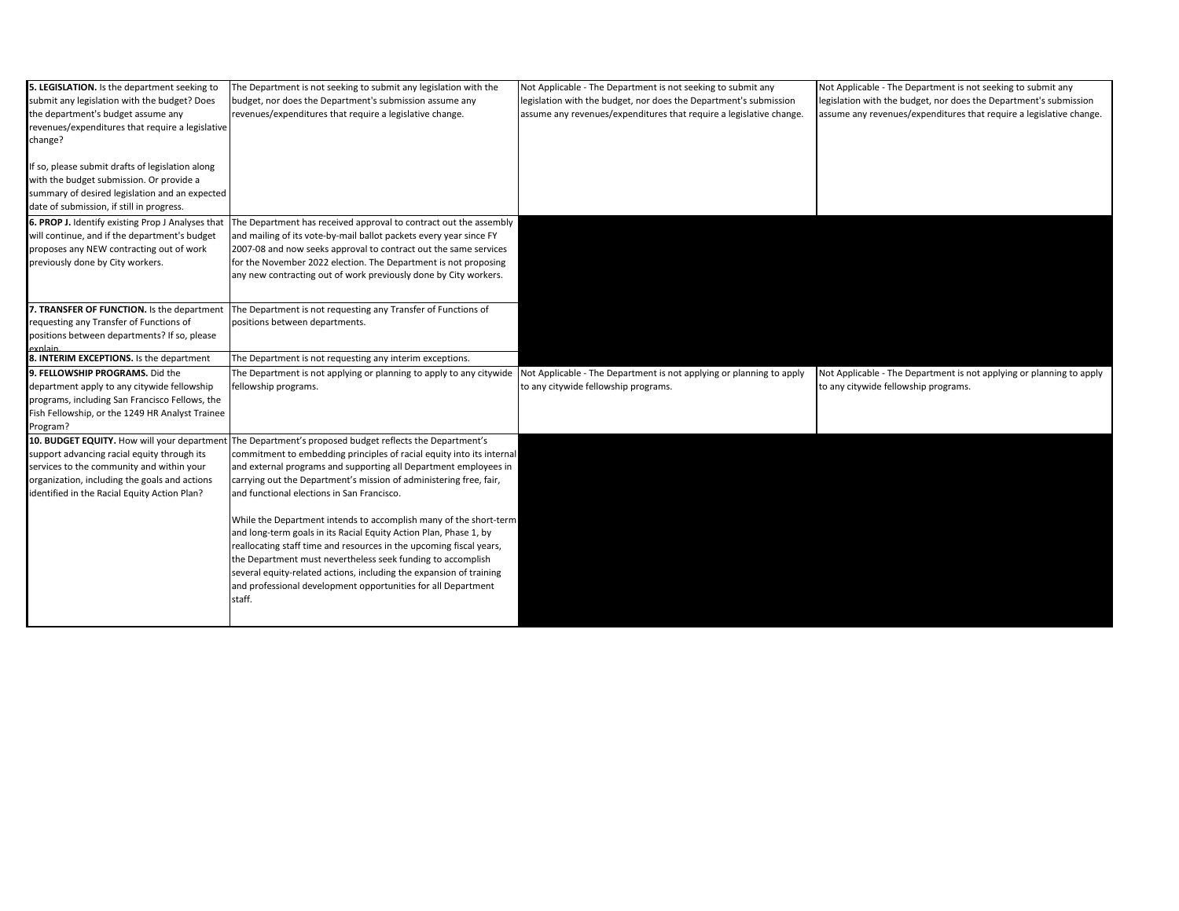| | | | |
|---|---|---|---|
| **5. LEGISLATION.** Is the department seeking to submit any legislation with the budget? Does the department's budget assume any revenues/expenditures that require a legislative change?<br><br>If so, please submit drafts of legislation along with the budget submission. Or provide a summary of desired legislation and an expected date of submission, if still in progress. | The Department is not seeking to submit any legislation with the budget, nor does the Department's submission assume any revenues/expenditures that require a legislative change. | Not Applicable - The Department is not seeking to submit any legislation with the budget, nor does the Department's submission assume any revenues/expenditures that require a legislative change. | Not Applicable - The Department is not seeking to submit any legislation with the budget, nor does the Department's submission assume any revenues/expenditures that require a legislative change. |
| **6. PROP J.** Identify existing Prop J Analyses that will continue, and if the department's budget proposes any NEW contracting out of work previously done by City workers. | The Department has received approval to contract out the assembly and mailing of its vote-by-mail ballot packets every year since FY 2007-08 and now seeks approval to contract out the same services for the November 2022 election. The Department is not proposing any new contracting out of work previously done by City workers. | | |
| **7. TRANSFER OF FUNCTION.** Is the department requesting any Transfer of Functions of positions between departments? If so, please explain. | The Department is not requesting any Transfer of Functions of positions between departments. | | |
| **8. INTERIM EXCEPTIONS.** Is the department | The Department is not requesting any interim exceptions. | | |
| **9. FELLOWSHIP PROGRAMS.** Did the department apply to any citywide fellowship programs, including San Francisco Fellows, the Fish Fellowship, or the 1249 HR Analyst Trainee Program? | The Department is not applying or planning to apply to any citywide fellowship programs. | Not Applicable - The Department is not applying or planning to apply to any citywide fellowship programs. | Not Applicable - The Department is not applying or planning to apply to any citywide fellowship programs. |
| **10. BUDGET EQUITY.** How will your department support advancing racial equity through its services to the community and within your organization, including the goals and actions identified in the Racial Equity Action Plan? | The Department's proposed budget reflects the Department's commitment to embedding principles of racial equity into its internal and external programs and supporting all Department employees in carrying out the Department's mission of administering free, fair, and functional elections in San Francisco.<br><br>While the Department intends to accomplish many of the short-term and long-term goals in its Racial Equity Action Plan, Phase 1, by reallocating staff time and resources in the upcoming fiscal years, the Department must nevertheless seek funding to accomplish several equity-related actions, including the expansion of training and professional development opportunities for all Department staff. | | |